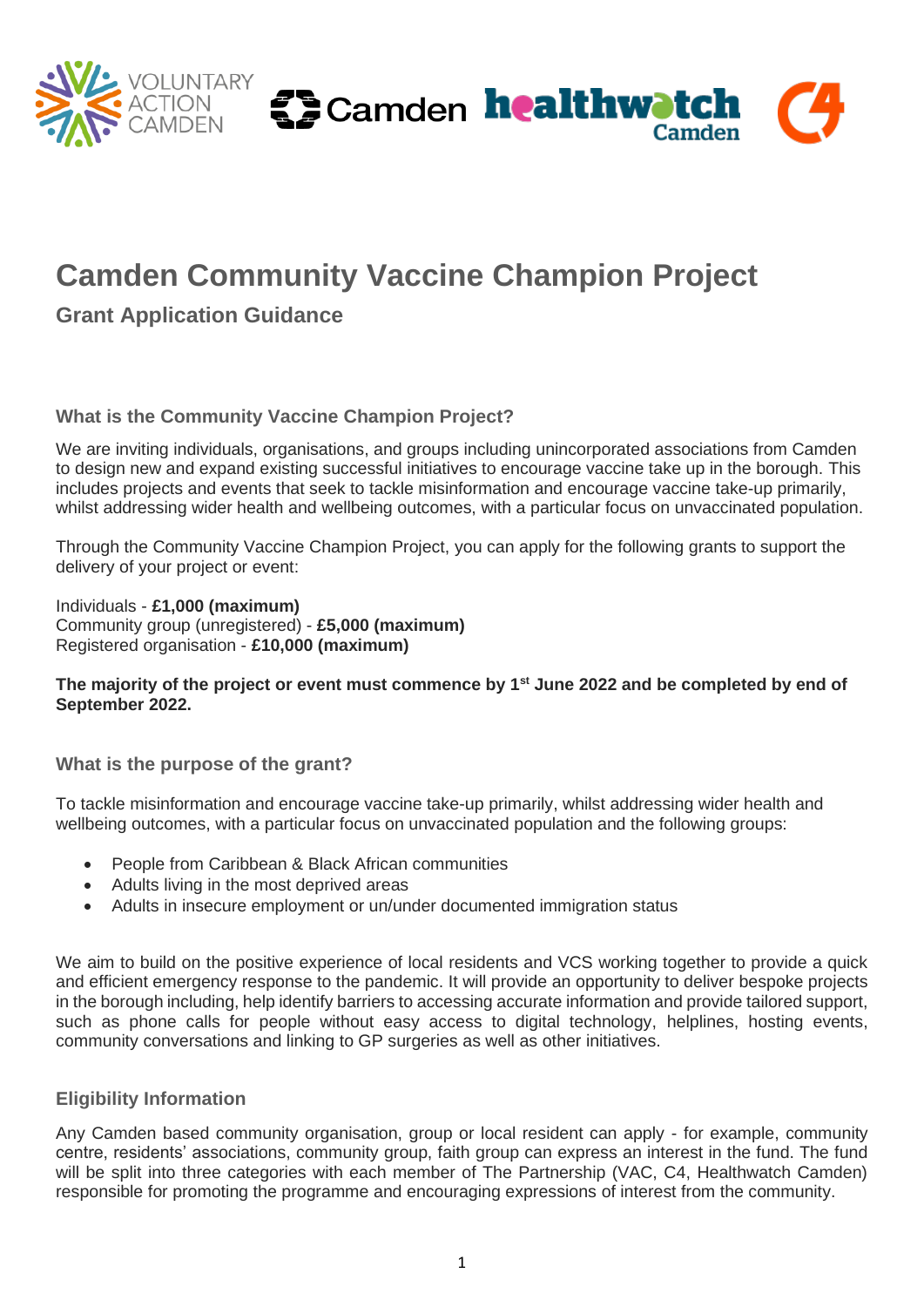# Camden Community Vaccine Champion Project

## Grant Application Guidance

### What is the Community Vaccine Champion Project?

We are inviting individuals, organisations, and groups including unincorporated associations from Camden to design new and expand existing successful initiatives to encourage vaccine take up in the borough. This includes projects and events that seek to tackle misinformation and encourage vaccine take-up primarily, whilst addressing wider health and wellbeing outcomes, with a particular focus on unvaccinated population.

Through the Community Vaccine Champion Project, you can apply for the following grants to support the delivery of your project or event:

Individuals - **£1,000 (maximum)**
Community group (unregistered) - **£5,000 (maximum)**
Registered organisation - **£10,000 (maximum)**

**The majority of the project or event must commence by 1st June 2022 and be completed by end of September 2022.**

### What is the purpose of the grant?

To tackle misinformation and encourage vaccine take-up primarily, whilst addressing wider health and wellbeing outcomes, with a particular focus on unvaccinated population and the following groups:

- People from Caribbean & Black African communities
- Adults living in the most deprived areas
- Adults in insecure employment or un/under documented immigration status

We aim to build on the positive experience of local residents and VCS working together to provide a quick and efficient emergency response to the pandemic. It will provide an opportunity to deliver bespoke projects in the borough including, help identify barriers to accessing accurate information and provide tailored support, such as phone calls for people without easy access to digital technology, helplines, hosting events, community conversations and linking to GP surgeries as well as other initiatives.

### Eligibility Information

Any Camden based community organisation, group or local resident can apply - for example, community centre, residents' associations, community group, faith group can express an interest in the fund. The fund will be split into three categories with each member of The Partnership (VAC, C4, Healthwatch Camden) responsible for promoting the programme and encouraging expressions of interest from the community.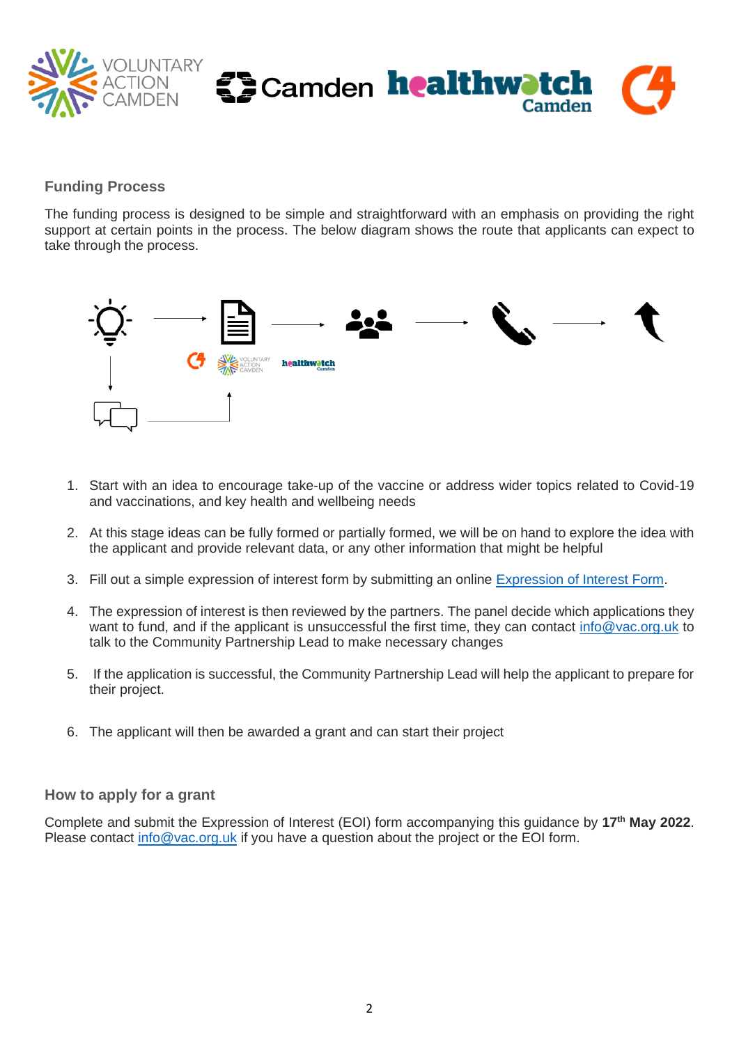## Funding Process

The funding process is designed to be simple and straightforward with an emphasis on providing the right support at certain points in the process. The below diagram shows the route that applicants can expect to take through the process.

1. Start with an idea to encourage take-up of the vaccine or address wider topics related to Covid-19 and vaccinations, and key health and wellbeing needs

2. At this stage ideas can be fully formed or partially formed, we will be on hand to explore the idea with the applicant and provide relevant data, or any other information that might be helpful

3. Fill out a simple expression of interest form by submitting an online Expression of Interest Form.

4. The expression of interest is then reviewed by the partners. The panel decide which applications they want to fund, and if the applicant is unsuccessful the first time, they can contact info@vac.org.uk to talk to the Community Partnership Lead to make necessary changes

5. If the application is successful, the Community Partnership Lead will help the applicant to prepare for their project.

6. The applicant will then be awarded a grant and can start their project

## How to apply for a grant

Complete and submit the Expression of Interest (EOI) form accompanying this guidance by **17th May 2022**. Please contact info@vac.org.uk if you have a question about the project or the EOI form.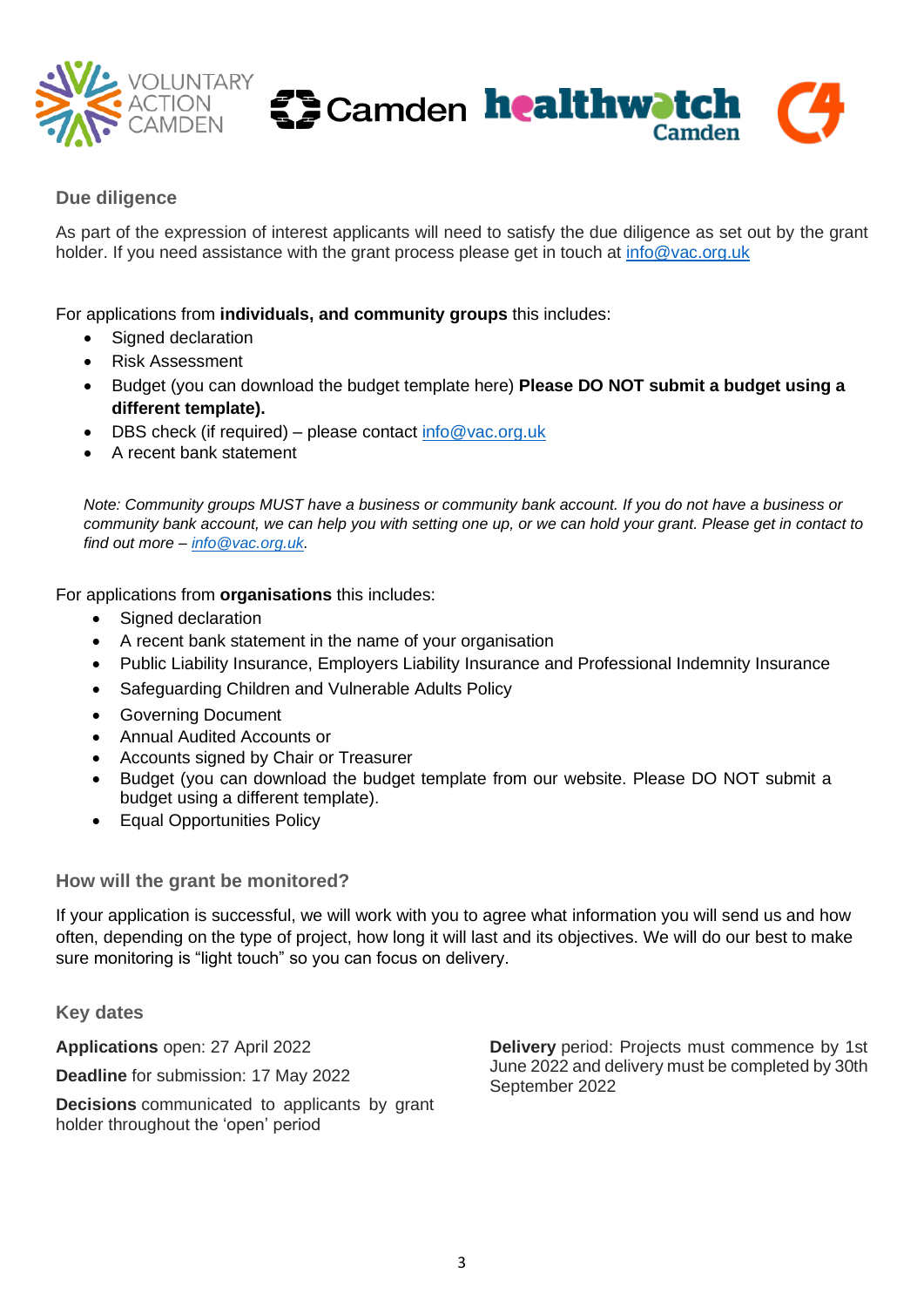## Due diligence

As part of the expression of interest applicants will need to satisfy the due diligence as set out by the grant holder. If you need assistance with the grant process please get in touch at info@vac.org.uk

For applications from **individuals, and community groups** this includes:

- Signed declaration
- Risk Assessment
- Budget (you can download the budget template here) **Please DO NOT submit a budget using a different template).**
- DBS check (if required) – please contact info@vac.org.uk
- A recent bank statement

*Note: Community groups MUST have a business or community bank account. If you do not have a business or community bank account, we can help you with setting one up, or we can hold your grant. Please get in contact to find out more – info@vac.org.uk.*

For applications from **organisations** this includes:

- Signed declaration
- A recent bank statement in the name of your organisation
- Public Liability Insurance, Employers Liability Insurance and Professional Indemnity Insurance
- Safeguarding Children and Vulnerable Adults Policy
- Governing Document
- Annual Audited Accounts or
- Accounts signed by Chair or Treasurer
- Budget (you can download the budget template from our website. Please DO NOT submit a budget using a different template).
- Equal Opportunities Policy

## How will the grant be monitored?

If your application is successful, we will work with you to agree what information you will send us and how often, depending on the type of project, how long it will last and its objectives. We will do our best to make sure monitoring is "light touch" so you can focus on delivery.

## Key dates

**Applications** open: 27 April 2022

**Deadline** for submission: 17 May 2022

**Decisions** communicated to applicants by grant holder throughout the 'open' period

**Delivery** period: Projects must commence by 1st June 2022 and delivery must be completed by 30th September 2022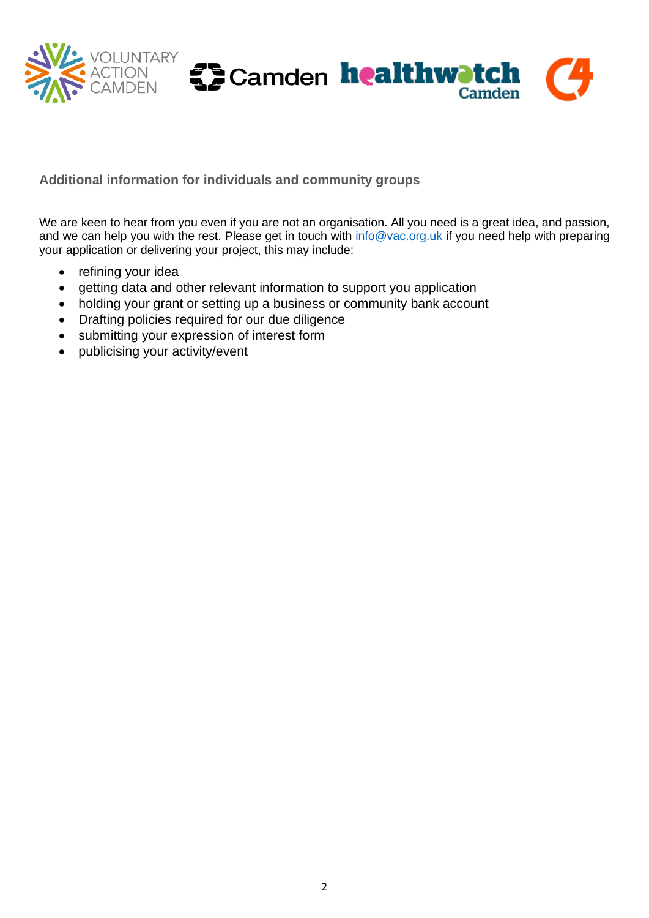## Additional information for individuals and community groups

We are keen to hear from you even if you are not an organisation. All you need is a great idea, and passion, and we can help you with the rest. Please get in touch with info@vac.org.uk if you need help with preparing your application or delivering your project, this may include:

- refining your idea
- getting data and other relevant information to support you application
- holding your grant or setting up a business or community bank account
- Drafting policies required for our due diligence
- submitting your expression of interest form
- publicising your activity/event